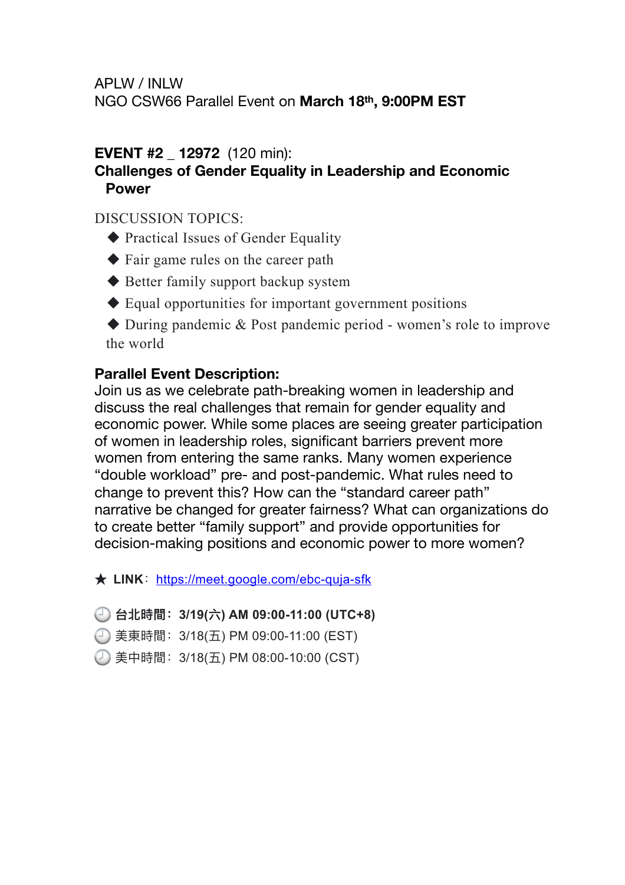APLW / INLW
NGO CSW66 Parallel Event on **March 18th, 9:00PM EST**

**EVENT #2 _ 12972** (120 min):
**Challenges of Gender Equality in Leadership and Economic Power**

DISCUSSION TOPICS:

- Practical Issues of Gender Equality
- Fair game rules on the career path
- Better family support backup system
- Equal opportunities for important government positions
- During pandemic & Post pandemic period - women's role to improve the world

**Parallel Event Description:**
Join us as we celebrate path-breaking women in leadership and discuss the real challenges that remain for gender equality and economic power. While some places are seeing greater participation of women in leadership roles, significant barriers prevent more women from entering the same ranks. Many women experience "double workload" pre- and post-pandemic. What rules need to change to prevent this? How can the "standard career path" narrative be changed for greater fairness? What can organizations do to create better "family support" and provide opportunities for decision-making positions and economic power to more women?

★ **LINK**: [https://meet.google.com/ebc-quja-sfk](https://meet.google.com/ebc-quja-sfk)

🕘 **台北時間：3/19(六) AM 09:00-11:00 (UTC+8)**
🕘 美東時間：3/18(五) PM 09:00-11:00 (EST)
🕘 美中時間：3/18(五) PM 08:00-10:00 (CST)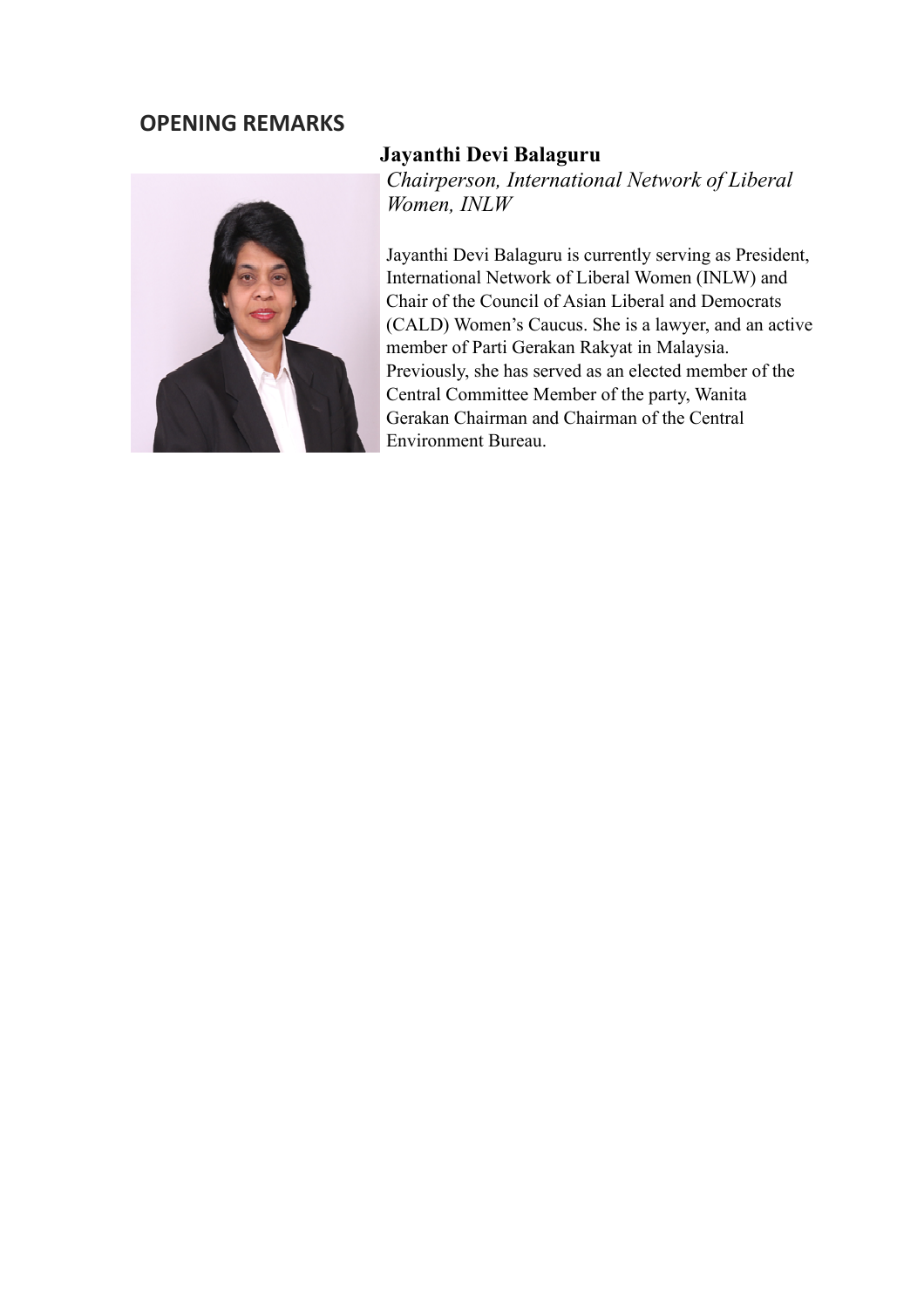## OPENING REMARKS

### Jayanthi Devi Balaguru

*Chairperson, International Network of Liberal Women, INLW*

Jayanthi Devi Balaguru is currently serving as President, International Network of Liberal Women (INLW) and Chair of the Council of Asian Liberal and Democrats (CALD) Women's Caucus. She is a lawyer, and an active member of Parti Gerakan Rakyat in Malaysia. Previously, she has served as an elected member of the Central Committee Member of the party, Wanita Gerakan Chairman and Chairman of the Central Environment Bureau.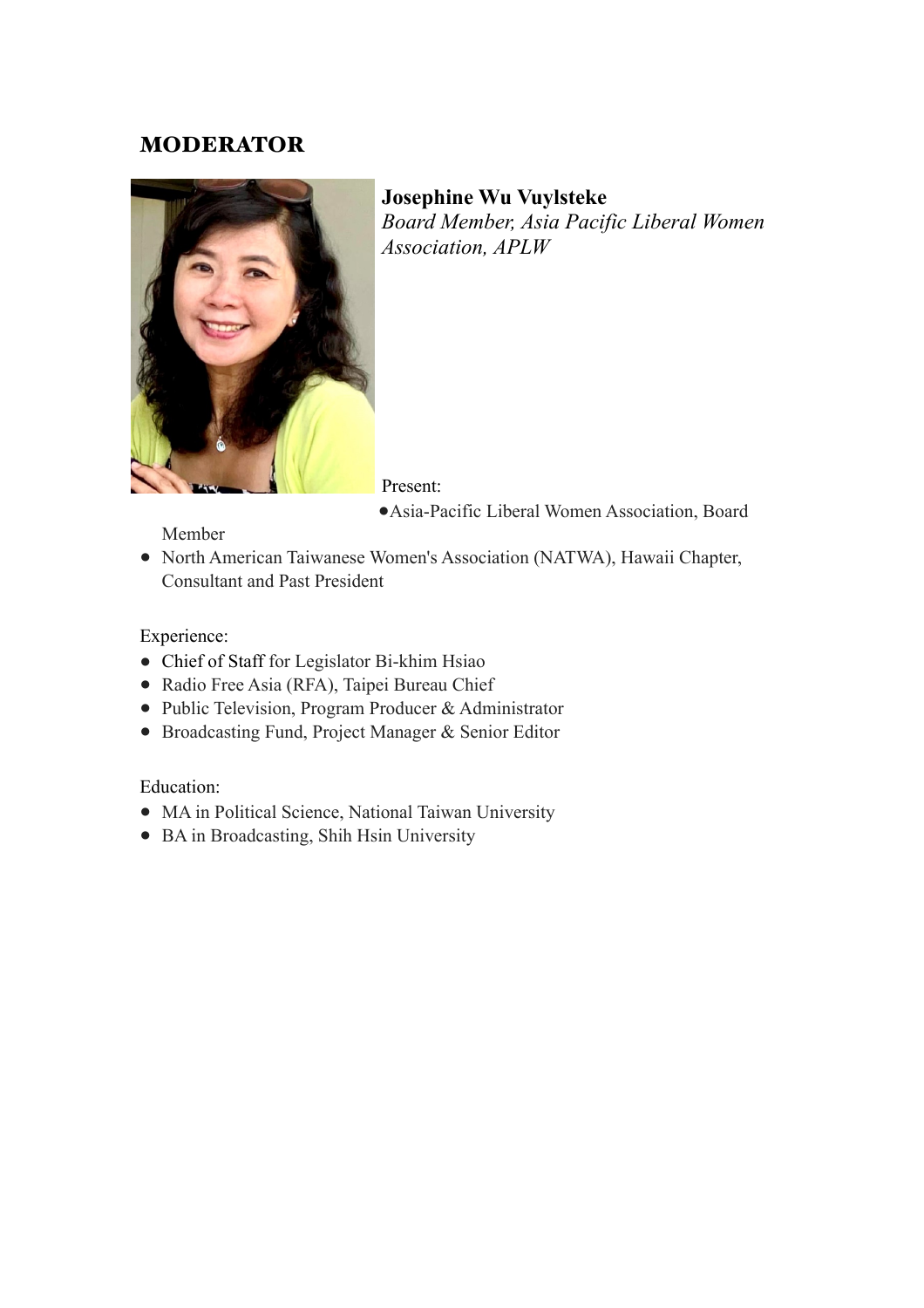## MODERATOR

**Josephine Wu Vuylsteke**
*Board Member, Asia Pacific Liberal Women Association, APLW*

Present:

- Asia-Pacific Liberal Women Association, Board Member
- North American Taiwanese Women's Association (NATWA), Hawaii Chapter, Consultant and Past President

Experience:

- Chief of Staff for Legislator Bi-khim Hsiao
- Radio Free Asia (RFA), Taipei Bureau Chief
- Public Television, Program Producer & Administrator
- Broadcasting Fund, Project Manager & Senior Editor

Education:

- MA in Political Science, National Taiwan University
- BA in Broadcasting, Shih Hsin University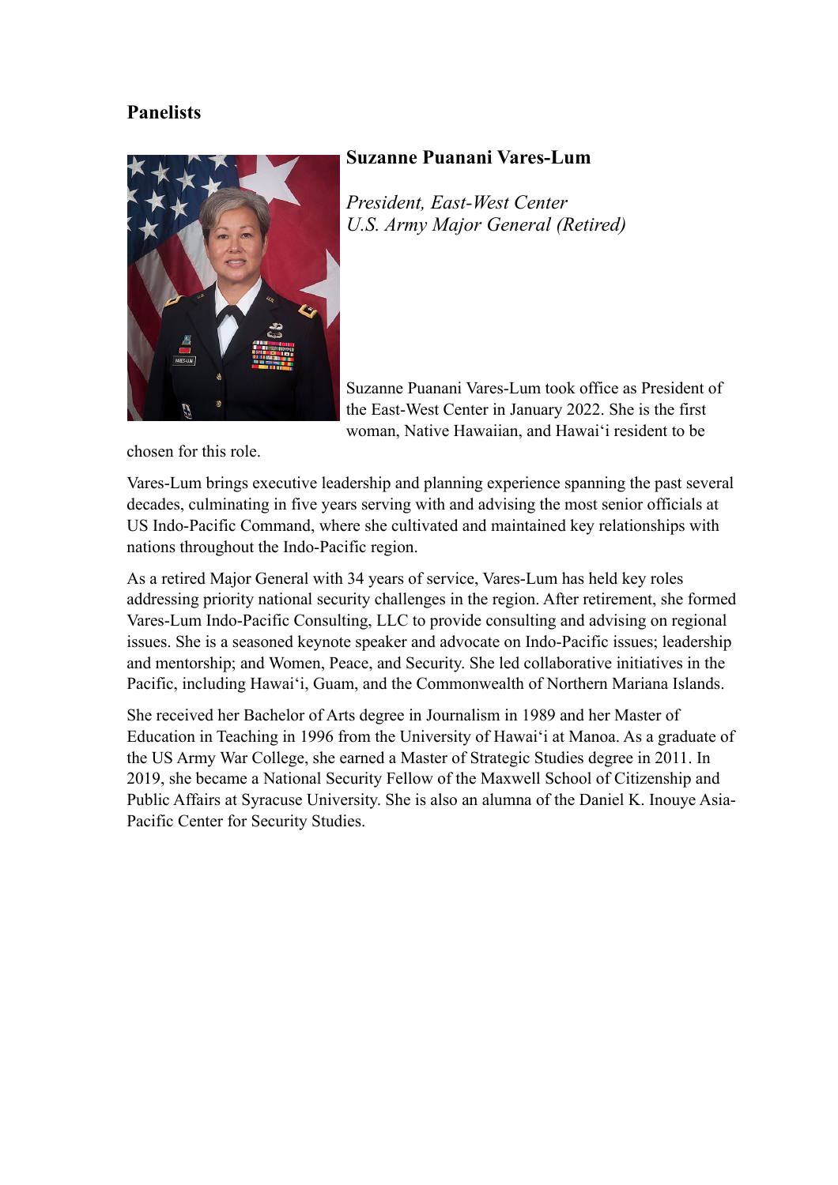## Panelists

### Suzanne Puanani Vares-Lum

*President, East-West Center*
*U.S. Army Major General (Retired)*

Suzanne Puanani Vares-Lum took office as President of the East-West Center in January 2022. She is the first woman, Native Hawaiian, and Hawaiʻi resident to be chosen for this role.

Vares-Lum brings executive leadership and planning experience spanning the past several decades, culminating in five years serving with and advising the most senior officials at US Indo-Pacific Command, where she cultivated and maintained key relationships with nations throughout the Indo-Pacific region.

As a retired Major General with 34 years of service, Vares-Lum has held key roles addressing priority national security challenges in the region. After retirement, she formed Vares-Lum Indo-Pacific Consulting, LLC to provide consulting and advising on regional issues. She is a seasoned keynote speaker and advocate on Indo-Pacific issues; leadership and mentorship; and Women, Peace, and Security. She led collaborative initiatives in the Pacific, including Hawaiʻi, Guam, and the Commonwealth of Northern Mariana Islands.

She received her Bachelor of Arts degree in Journalism in 1989 and her Master of Education in Teaching in 1996 from the University of Hawaiʻi at Manoa. As a graduate of the US Army War College, she earned a Master of Strategic Studies degree in 2011. In 2019, she became a National Security Fellow of the Maxwell School of Citizenship and Public Affairs at Syracuse University. She is also an alumna of the Daniel K. Inouye Asia-Pacific Center for Security Studies.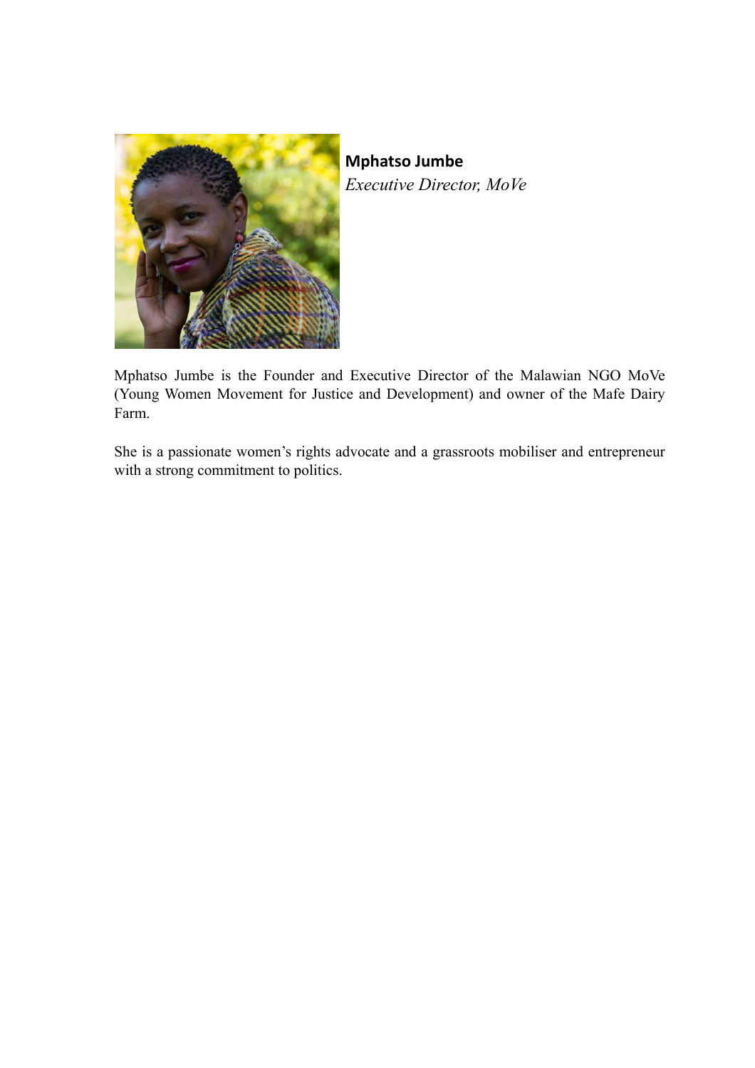**Mphatso Jumbe**
*Executive Director, MoVe*

Mphatso Jumbe is the Founder and Executive Director of the Malawian NGO MoVe (Young Women Movement for Justice and Development) and owner of the Mafe Dairy Farm.

She is a passionate women's rights advocate and a grassroots mobiliser and entrepreneur with a strong commitment to politics.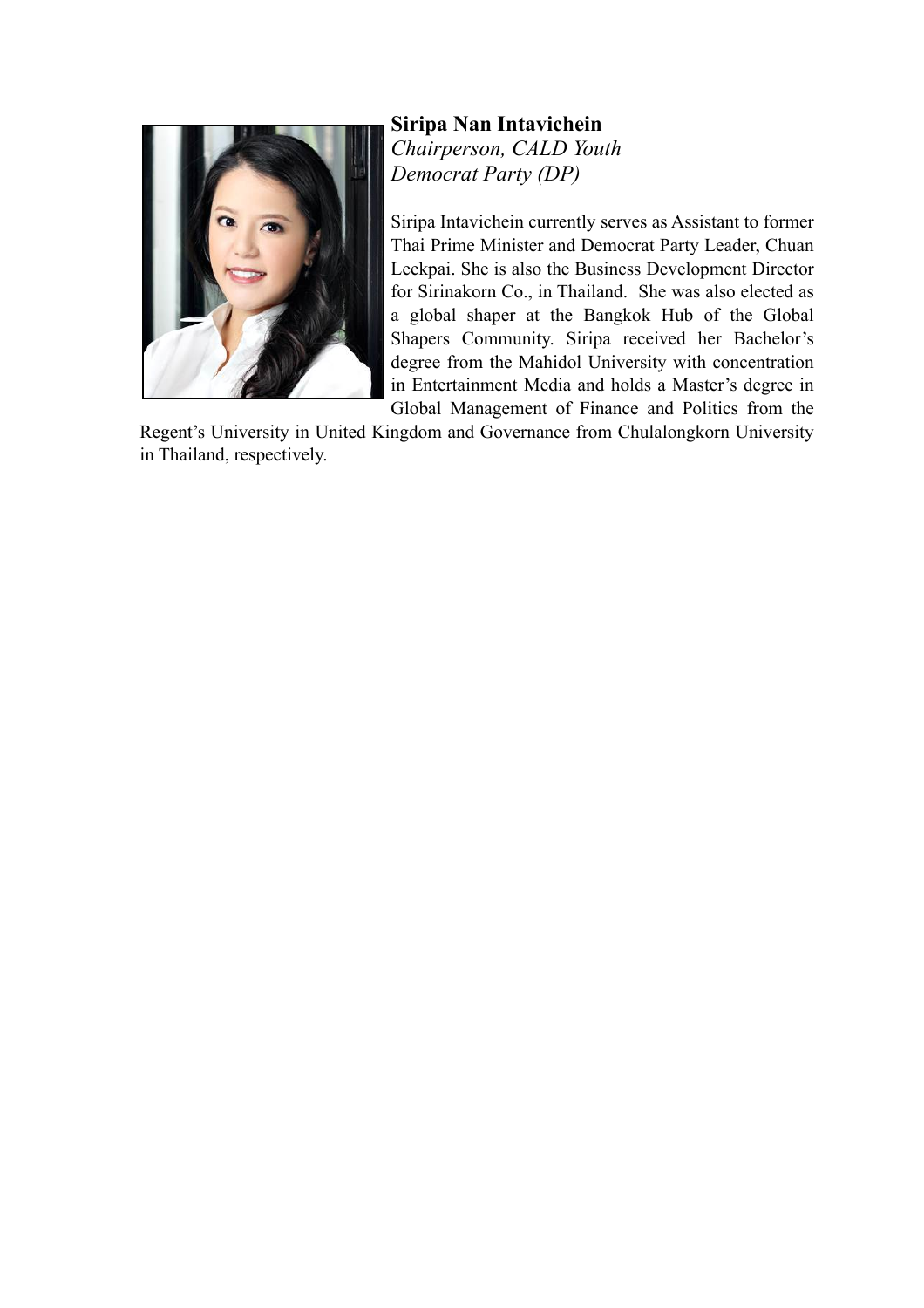**Siripa Nan Intavichein**
*Chairperson, CALD Youth*
*Democrat Party (DP)*

Siripa Intavichein currently serves as Assistant to former Thai Prime Minister and Democrat Party Leader, Chuan Leekpai. She is also the Business Development Director for Sirinakorn Co., in Thailand. She was also elected as a global shaper at the Bangkok Hub of the Global Shapers Community. Siripa received her Bachelor's degree from the Mahidol University with concentration in Entertainment Media and holds a Master's degree in Global Management of Finance and Politics from the Regent's University in United Kingdom and Governance from Chulalongkorn University in Thailand, respectively.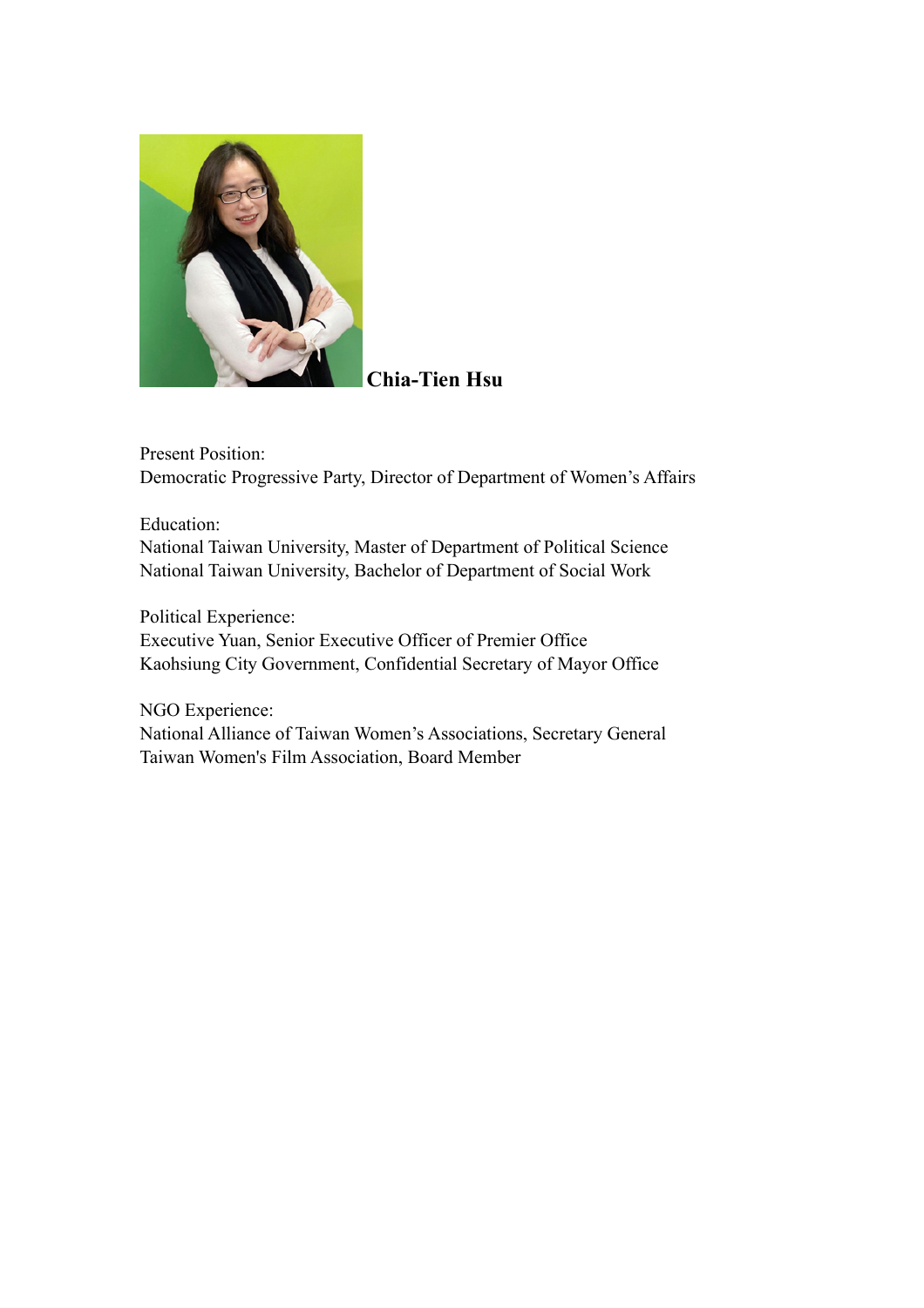**Chia-Tien Hsu**

Present Position:
Democratic Progressive Party, Director of Department of Women's Affairs

Education:
National Taiwan University, Master of Department of Political Science
National Taiwan University, Bachelor of Department of Social Work

Political Experience:
Executive Yuan, Senior Executive Officer of Premier Office
Kaohsiung City Government, Confidential Secretary of Mayor Office

NGO Experience:
National Alliance of Taiwan Women's Associations, Secretary General
Taiwan Women's Film Association, Board Member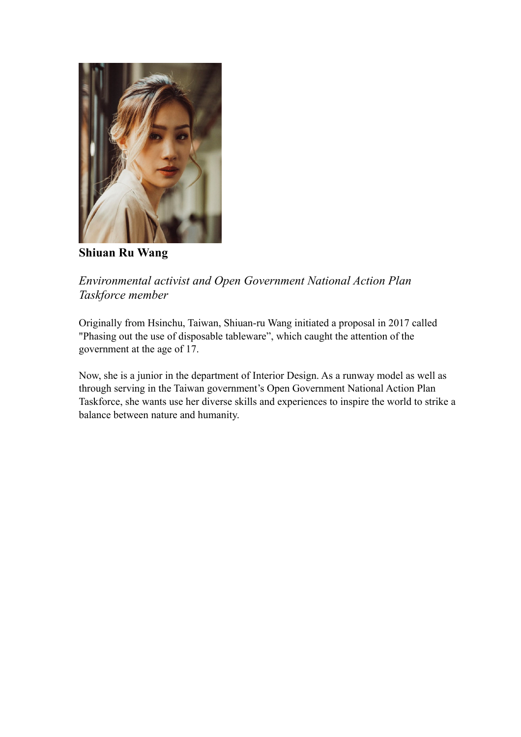**Shiuan Ru Wang**

*Environmental activist and Open Government National Action Plan Taskforce member*

Originally from Hsinchu, Taiwan, Shiuan-ru Wang initiated a proposal in 2017 called "Phasing out the use of disposable tableware", which caught the attention of the government at the age of 17.

Now, she is a junior in the department of Interior Design. As a runway model as well as through serving in the Taiwan government's Open Government National Action Plan Taskforce, she wants use her diverse skills and experiences to inspire the world to strike a balance between nature and humanity.